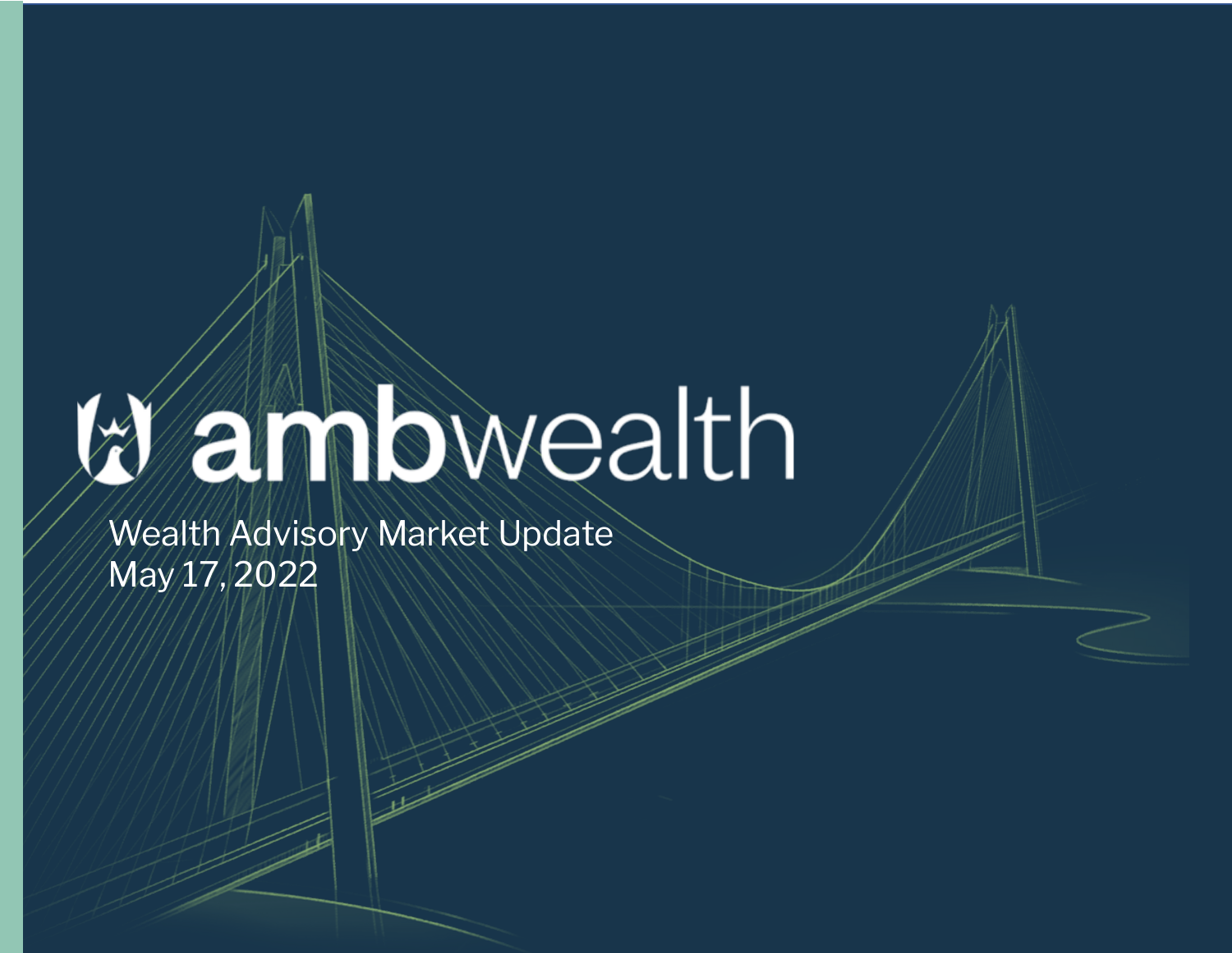# ambwealth

Wealth Advisory Market Update
May 17, 2022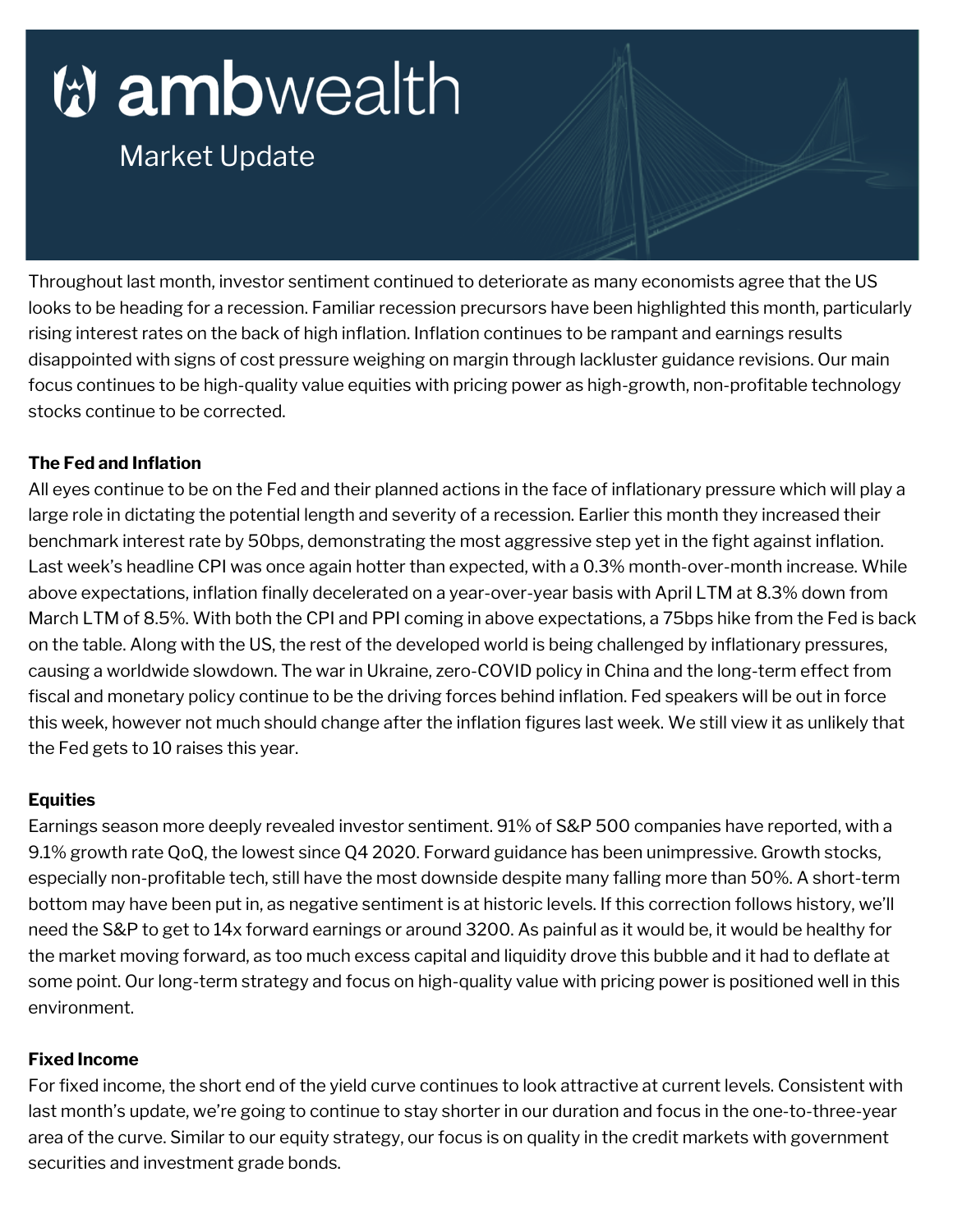# ambwealth

## Market Update

Throughout last month, investor sentiment continued to deteriorate as many economists agree that the US looks to be heading for a recession. Familiar recession precursors have been highlighted this month, particularly rising interest rates on the back of high inflation. Inflation continues to be rampant and earnings results disappointed with signs of cost pressure weighing on margin through lackluster guidance revisions. Our main focus continues to be high-quality value equities with pricing power as high-growth, non-profitable technology stocks continue to be corrected.

**The Fed and Inflation**

All eyes continue to be on the Fed and their planned actions in the face of inflationary pressure which will play a large role in dictating the potential length and severity of a recession. Earlier this month they increased their benchmark interest rate by 50bps, demonstrating the most aggressive step yet in the fight against inflation. Last week's headline CPI was once again hotter than expected, with a 0.3% month-over-month increase. While above expectations, inflation finally decelerated on a year-over-year basis with April LTM at 8.3% down from March LTM of 8.5%. With both the CPI and PPI coming in above expectations, a 75bps hike from the Fed is back on the table. Along with the US, the rest of the developed world is being challenged by inflationary pressures, causing a worldwide slowdown. The war in Ukraine, zero-COVID policy in China and the long-term effect from fiscal and monetary policy continue to be the driving forces behind inflation. Fed speakers will be out in force this week, however not much should change after the inflation figures last week. We still view it as unlikely that the Fed gets to 10 raises this year.

**Equities**

Earnings season more deeply revealed investor sentiment. 91% of S&P 500 companies have reported, with a 9.1% growth rate QoQ, the lowest since Q4 2020. Forward guidance has been unimpressive. Growth stocks, especially non-profitable tech, still have the most downside despite many falling more than 50%. A short-term bottom may have been put in, as negative sentiment is at historic levels. If this correction follows history, we'll need the S&P to get to 14x forward earnings or around 3200. As painful as it would be, it would be healthy for the market moving forward, as too much excess capital and liquidity drove this bubble and it had to deflate at some point. Our long-term strategy and focus on high-quality value with pricing power is positioned well in this environment.

**Fixed Income**

For fixed income, the short end of the yield curve continues to look attractive at current levels. Consistent with last month's update, we're going to continue to stay shorter in our duration and focus in the one-to-three-year area of the curve. Similar to our equity strategy, our focus is on quality in the credit markets with government securities and investment grade bonds.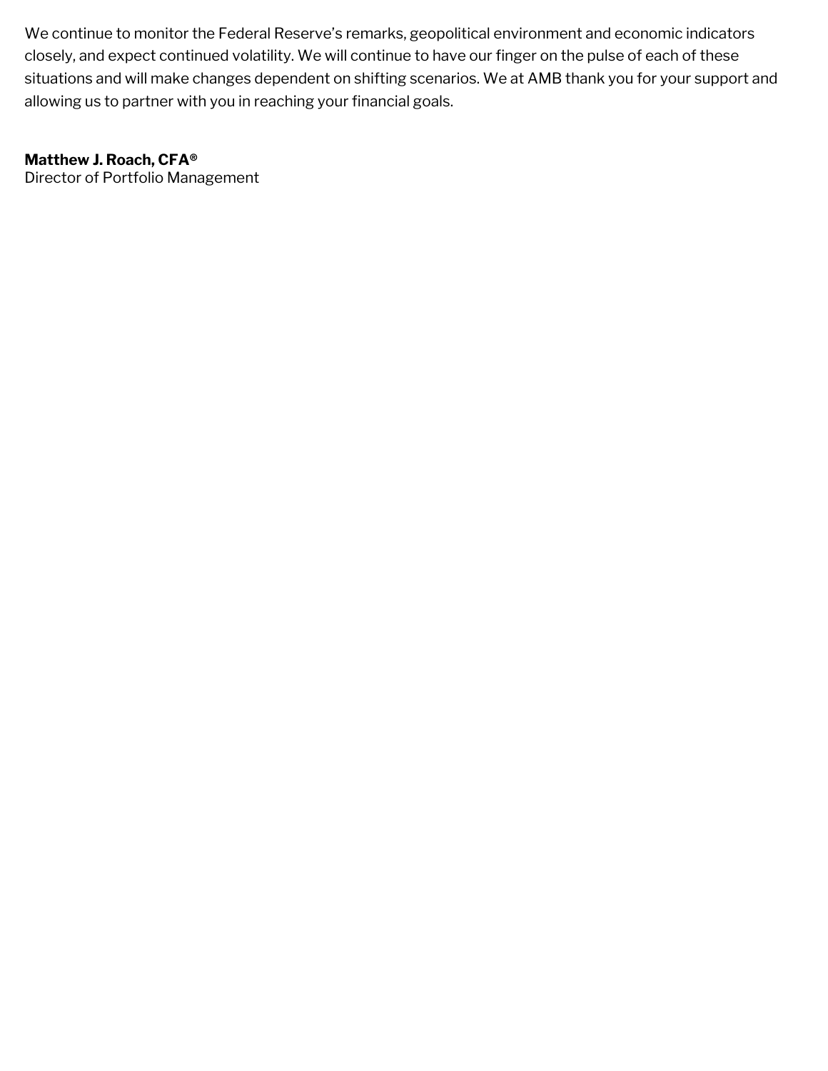We continue to monitor the Federal Reserve's remarks, geopolitical environment and economic indicators closely, and expect continued volatility. We will continue to have our finger on the pulse of each of these situations and will make changes dependent on shifting scenarios. We at AMB thank you for your support and allowing us to partner with you in reaching your financial goals.

**Matthew J. Roach, CFA®**
Director of Portfolio Management